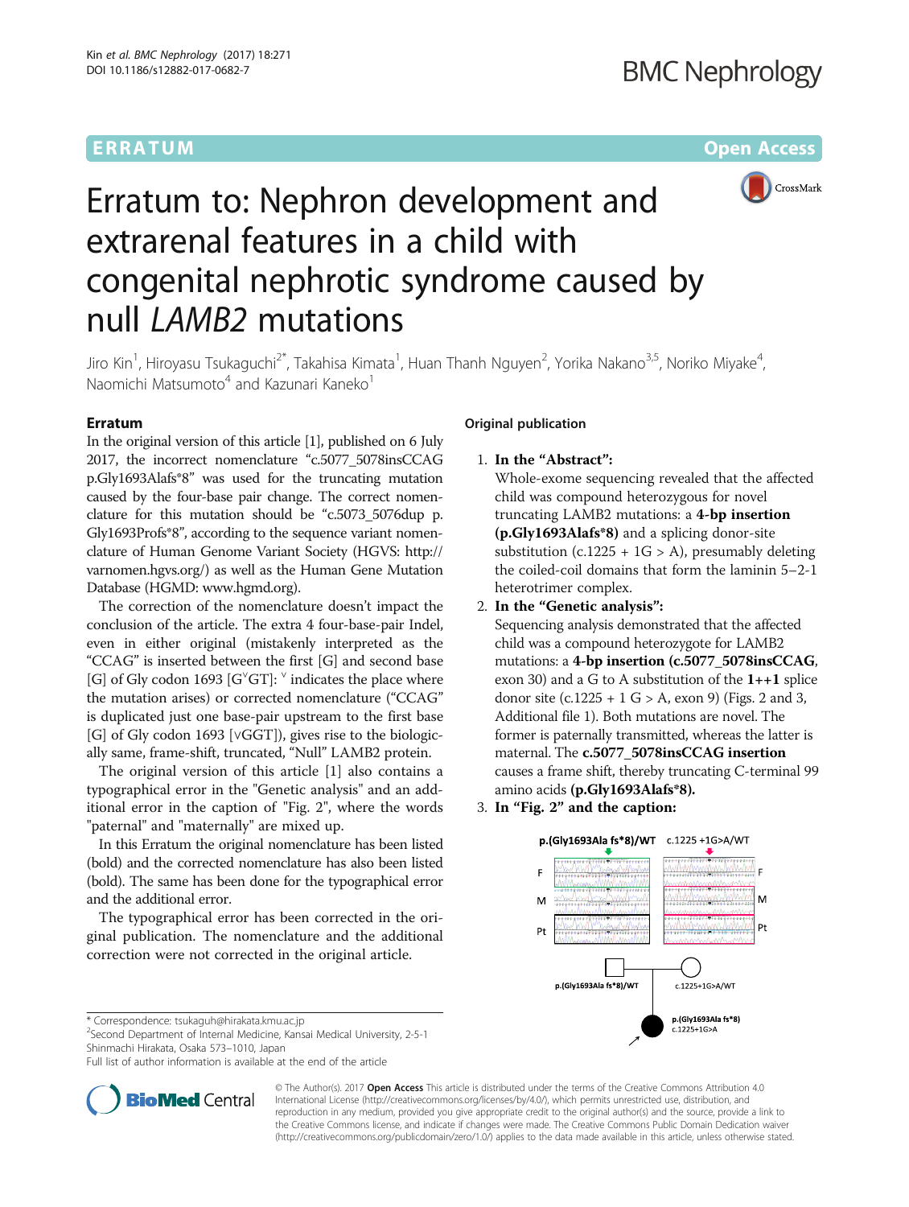**ERRATUM** **Open Access**

# Erratum to: Nephron development and extrarenal features in a child with congenital nephrotic syndrome caused by null *LAMB2* mutations

Jiro Kin[1], Hiroyasu Tsukaguchi[2*], Takahisa Kimata[1], Huan Thanh Nguyen[2], Yorika Nakano[3,5], Noriko Miyake[4], Naomichi Matsumoto[4] and Kazunari Kaneko[1]

## Erratum

In the original version of this article [1], published on 6 July 2017, the incorrect nomenclature "c.5077_5078insCCAG p.Gly1693Alafs*8" was used for the truncating mutation caused by the four-base pair change. The correct nomenclature for this mutation should be "c.5073_5076dup p.Gly1693Profs*8", according to the sequence variant nomenclature of Human Genome Variant Society (HGVS: http://varnomen.hgvs.org/) as well as the Human Gene Mutation Database (HGMD: www.hgmd.org).

The correction of the nomenclature doesn't impact the conclusion of the article. The extra 4 four-base-pair Indel, even in either original (mistakenly interpreted as the "CCAG" is inserted between the first [G] and second base [G] of Gly codon 1693 [G$^{\vee}$GT]: $^{\vee}$ indicates the place where the mutation arises) or corrected nomenclature ("CCAG" is duplicated just one base-pair upstream to the first base [G] of Gly codon 1693 [∨GGT]), gives rise to the biologically same, frame-shift, truncated, "Null" LAMB2 protein.

The original version of this article [1] also contains a typographical error in the "Genetic analysis" and an additional error in the caption of "Fig. 2", where the words "paternal" and "maternally" are mixed up.

In this Erratum the original nomenclature has been listed (bold) and the corrected nomenclature has also been listed (bold). The same has been done for the typographical error and the additional error.

The typographical error has been corrected in the original publication. The nomenclature and the additional correction were not corrected in the original article.

## Original publication

1. **In the "Abstract":**
   Whole-exome sequencing revealed that the affected child was compound heterozygous for novel truncating LAMB2 mutations: a **4-bp insertion (p.Gly1693Alafs*8)** and a splicing donor-site substitution (c.1225 + 1G > A), presumably deleting the coiled-coil domains that form the laminin 5–2-1 heterotrimer complex.
2. **In the "Genetic analysis":**
   Sequencing analysis demonstrated that the affected child was a compound heterozygote for LAMB2 mutations: a **4-bp insertion (c.5077_5078insCCAG**, exon 30) and a G to A substitution of the **1++1** splice donor site (c.1225 + 1 G > A, exon 9) (Figs. 2 and 3, Additional file 1). Both mutations are novel. The former is paternally transmitted, whereas the latter is maternal. The **c.5077_5078insCCAG insertion** causes a frame shift, thereby truncating C-terminal 99 amino acids **(p.Gly1693Alafs*8).**
3. **In "Fig. 2" and the caption:**

\* Correspondence: tsukaguh@hirakata.kmu.ac.jp
[2]Second Department of Internal Medicine, Kansai Medical University, 2-5-1 Shinmachi Hirakata, Osaka 573–1010, Japan
Full list of author information is available at the end of the article

© The Author(s). 2017 **Open Access** This article is distributed under the terms of the Creative Commons Attribution 4.0 International License (http://creativecommons.org/licenses/by/4.0/), which permits unrestricted use, distribution, and reproduction in any medium, provided you give appropriate credit to the original author(s) and the source, provide a link to the Creative Commons license, and indicate if changes were made. The Creative Commons Public Domain Dedication waiver (http://creativecommons.org/publicdomain/zero/1.0/) applies to the data made available in this article, unless otherwise stated.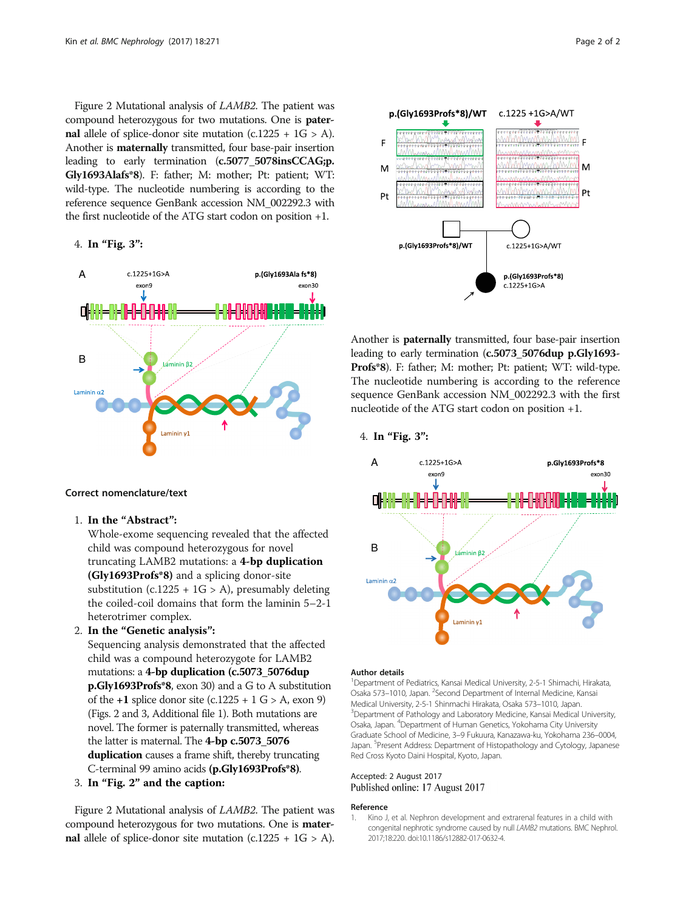Figure 2 Mutational analysis of *LAMB2*. The patient was compound heterozygous for two mutations. One is **paternal** allele of splice-donor site mutation (c.1225 + 1G > A). Another is **maternally** transmitted, four base-pair insertion leading to early termination (**c.5077_5078insCCAG;p. Gly1693Alafs*8**). F: father; M: mother; Pt: patient; WT: wild-type. The nucleotide numbering is according to the reference sequence GenBank accession NM_002292.3 with the first nucleotide of the ATG start codon on position +1.

4. **In "Fig. 3":**

A

c.1225+1G>A

exon9

p.(Gly1693Ala fs*8)

exon30

B

Laminin β2

Laminin α2

Laminin γ1

### Correct nomenclature/text

1. **In the "Abstract":**
   Whole-exome sequencing revealed that the affected child was compound heterozygous for novel truncating LAMB2 mutations: a **4-bp duplication (Gly1693Profs*8)** and a splicing donor-site substitution (c.1225 + 1G > A), presumably deleting the coiled-coil domains that form the laminin 5–2-1 heterotrimer complex.
2. **In the "Genetic analysis":**
   Sequencing analysis demonstrated that the affected child was a compound heterozygote for LAMB2 mutations: a **4-bp duplication (c.5073_5076dup p.Gly1693Profs*8**, exon 30) and a G to A substitution of the **+1** splice donor site (c.1225 + 1 G > A, exon 9) (Figs. 2 and 3, Additional file 1). Both mutations are novel. The former is paternally transmitted, whereas the latter is maternal. The **4-bp c.5073_5076 duplication** causes a frame shift, thereby truncating C-terminal 99 amino acids **(p.Gly1693Profs*8)**.
3. **In "Fig. 2" and the caption:**

p.(Gly1693Profs*8)/WT

c.1225 +1G>A/WT

F

M

Pt

F

M

Pt

p.(Gly1693Profs*8)/WT

c.1225+1G>A/WT

p.(Gly1693Profs*8)

c.1225+1G>A

Figure 2 Mutational analysis of *LAMB2*. The patient was compound heterozygous for two mutations. One is **maternal** allele of splice-donor site mutation (c.1225 + 1G > A). Another is **paternally** transmitted, four base-pair insertion leading to early termination (**c.5073_5076dup p.Gly1693-Profs*8**). F: father; M: mother; Pt: patient; WT: wild-type. The nucleotide numbering is according to the reference sequence GenBank accession NM_002292.3 with the first nucleotide of the ATG start codon on position +1.

4. **In "Fig. 3":**

A

c.1225+1G>A

exon9

p.Gly1693Profs*8

exon30

B

Laminin β2

Laminin α2

Laminin γ1

#### Author details

[1]Department of Pediatrics, Kansai Medical University, 2-5-1 Shimachi, Hirakata, Osaka 573–1010, Japan. [2]Second Department of Internal Medicine, Kansai Medical University, 2-5-1 Shinmachi Hirakata, Osaka 573–1010, Japan. [3]Department of Pathology and Laboratory Medicine, Kansai Medical University, Osaka, Japan. [4]Department of Human Genetics, Yokohama City University Graduate School of Medicine, 3–9 Fukuura, Kanazawa-ku, Yokohama 236–0004, Japan. [5]Present Address: Department of Histopathology and Cytology, Japanese Red Cross Kyoto Daini Hospital, Kyoto, Japan.

Accepted: 2 August 2017
Published online: 17 August 2017

#### Reference

1. Kino J, et al. Nephron development and extrarenal features in a child with congenital nephrotic syndrome caused by null *LAMB2* mutations. BMC Nephrol. 2017;18:220. doi:10.1186/s12882-017-0632-4.